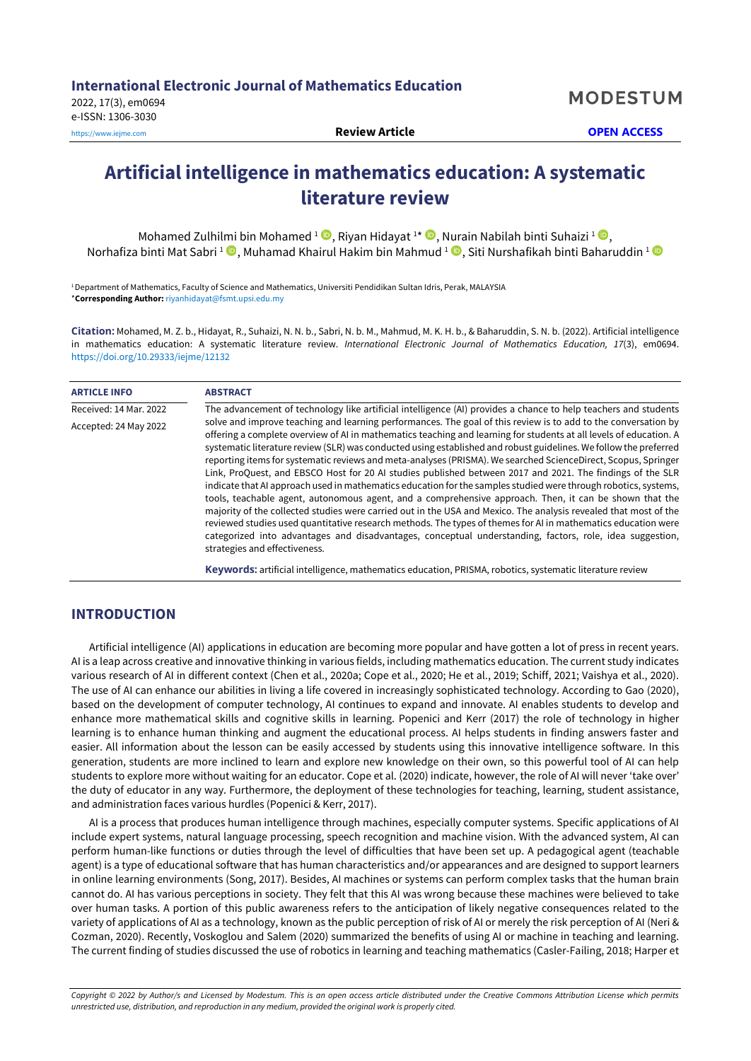International Electronic Journal of Mathematics Education

2022, 17(3), em0694

e-ISSN: 1306-3030

https://www.iejme.com

MODESTUM

Review Article

OPEN ACCESS

# Artificial intelligence in mathematics education: A systematic literature review

Mohamed Zulhilmi bin Mohamed [1], Riyan Hidayat [1*], Nurain Nabilah binti Suhaizi [1], Norhafiza binti Mat Sabri [1], Muhamad Khairul Hakim bin Mahmud [1], Siti Nurshafikah binti Baharuddin [1]

[1] Department of Mathematics, Faculty of Science and Mathematics, Universiti Pendidikan Sultan Idris, Perak, MALAYSIA

*Corresponding Author: riyanhidayat@fsmt.upsi.edu.my

**Citation:** Mohamed, M. Z. b., Hidayat, R., Suhaizi, N. N. b., Sabri, N. b. M., Mahmud, M. K. H. b., & Baharuddin, S. N. b. (2022). Artificial intelligence in mathematics education: A systematic literature review. *International Electronic Journal of Mathematics Education, 17*(3), em0694. https://doi.org/10.29333/iejme/12132

**ARTICLE INFO**

Received: 14 Mar. 2022

Accepted: 24 May 2022

**ABSTRACT**

The advancement of technology like artificial intelligence (AI) provides a chance to help teachers and students solve and improve teaching and learning performances. The goal of this review is to add to the conversation by offering a complete overview of AI in mathematics teaching and learning for students at all levels of education. A systematic literature review (SLR) was conducted using established and robust guidelines. We follow the preferred reporting items for systematic reviews and meta-analyses (PRISMA). We searched ScienceDirect, Scopus, Springer Link, ProQuest, and EBSCO Host for 20 AI studies published between 2017 and 2021. The findings of the SLR indicate that AI approach used in mathematics education for the samples studied were through robotics, systems, tools, teachable agent, autonomous agent, and a comprehensive approach. Then, it can be shown that the majority of the collected studies were carried out in the USA and Mexico. The analysis revealed that most of the reviewed studies used quantitative research methods. The types of themes for AI in mathematics education were categorized into advantages and disadvantages, conceptual understanding, factors, role, idea suggestion, strategies and effectiveness.

**Keywords:** artificial intelligence, mathematics education, PRISMA, robotics, systematic literature review

## INTRODUCTION

Artificial intelligence (AI) applications in education are becoming more popular and have gotten a lot of press in recent years. AI is a leap across creative and innovative thinking in various fields, including mathematics education. The current study indicates various research of AI in different context (Chen et al., 2020a; Cope et al., 2020; He et al., 2019; Schiff, 2021; Vaishya et al., 2020). The use of AI can enhance our abilities in living a life covered in increasingly sophisticated technology. According to Gao (2020), based on the development of computer technology, AI continues to expand and innovate. AI enables students to develop and enhance more mathematical skills and cognitive skills in learning. Popenici and Kerr (2017) the role of technology in higher learning is to enhance human thinking and augment the educational process. AI helps students in finding answers faster and easier. All information about the lesson can be easily accessed by students using this innovative intelligence software. In this generation, students are more inclined to learn and explore new knowledge on their own, so this powerful tool of AI can help students to explore more without waiting for an educator. Cope et al. (2020) indicate, however, the role of AI will never 'take over' the duty of educator in any way. Furthermore, the deployment of these technologies for teaching, learning, student assistance, and administration faces various hurdles (Popenici & Kerr, 2017).

AI is a process that produces human intelligence through machines, especially computer systems. Specific applications of AI include expert systems, natural language processing, speech recognition and machine vision. With the advanced system, AI can perform human-like functions or duties through the level of difficulties that have been set up. A pedagogical agent (teachable agent) is a type of educational software that has human characteristics and/or appearances and are designed to support learners in online learning environments (Song, 2017). Besides, AI machines or systems can perform complex tasks that the human brain cannot do. AI has various perceptions in society. They felt that this AI was wrong because these machines were believed to take over human tasks. A portion of this public awareness refers to the anticipation of likely negative consequences related to the variety of applications of AI as a technology, known as the public perception of risk of AI or merely the risk perception of AI (Neri & Cozman, 2020). Recently, Voskoglou and Salem (2020) summarized the benefits of using AI or machine in teaching and learning. The current finding of studies discussed the use of robotics in learning and teaching mathematics (Casler-Failing, 2018; Harper et

*Copyright © 2022 by Author/s and Licensed by Modestum. This is an open access article distributed under the Creative Commons Attribution License which permits unrestricted use, distribution, and reproduction in any medium, provided the original work is properly cited.*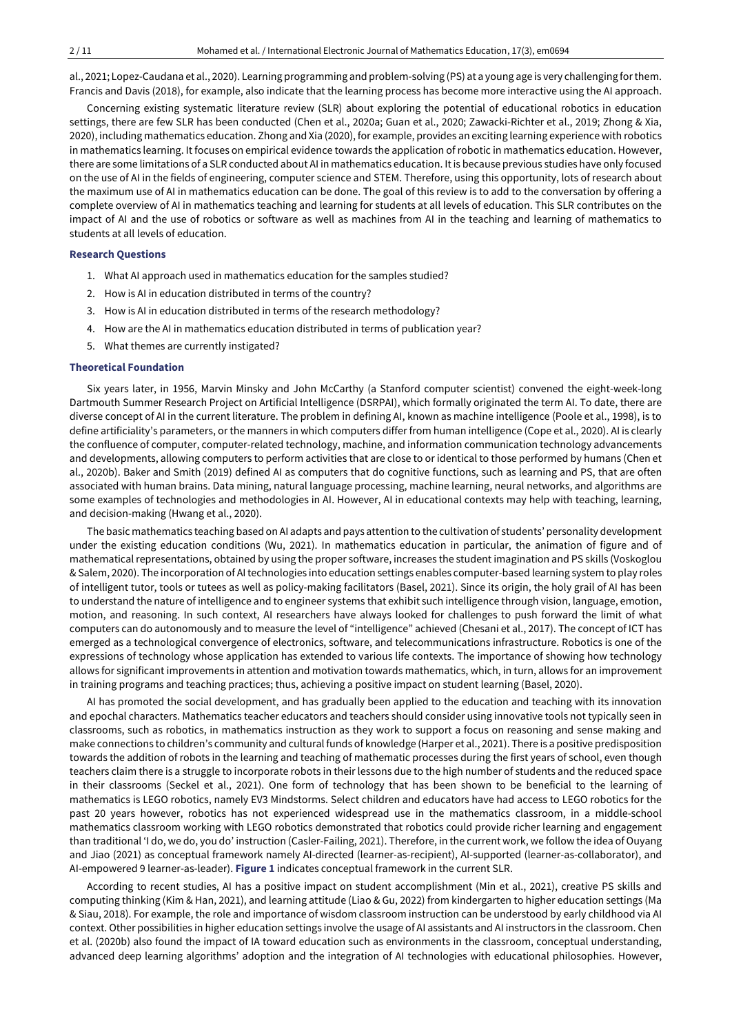al., 2021; Lopez-Caudana et al., 2020). Learning programming and problem-solving (PS) at a young age is very challenging for them. Francis and Davis (2018), for example, also indicate that the learning process has become more interactive using the AI approach.

Concerning existing systematic literature review (SLR) about exploring the potential of educational robotics in education settings, there are few SLR has been conducted (Chen et al., 2020a; Guan et al., 2020; Zawacki-Richter et al., 2019; Zhong & Xia, 2020), including mathematics education. Zhong and Xia (2020), for example, provides an exciting learning experience with robotics in mathematics learning. It focuses on empirical evidence towards the application of robotic in mathematics education. However, there are some limitations of a SLR conducted about AI in mathematics education. It is because previous studies have only focused on the use of AI in the fields of engineering, computer science and STEM. Therefore, using this opportunity, lots of research about the maximum use of AI in mathematics education can be done. The goal of this review is to add to the conversation by offering a complete overview of AI in mathematics teaching and learning for students at all levels of education. This SLR contributes on the impact of AI and the use of robotics or software as well as machines from AI in the teaching and learning of mathematics to students at all levels of education.

### Research Questions

1. What AI approach used in mathematics education for the samples studied?
2. How is AI in education distributed in terms of the country?
3. How is AI in education distributed in terms of the research methodology?
4. How are the AI in mathematics education distributed in terms of publication year?
5. What themes are currently instigated?

### Theoretical Foundation

Six years later, in 1956, Marvin Minsky and John McCarthy (a Stanford computer scientist) convened the eight-week-long Dartmouth Summer Research Project on Artificial Intelligence (DSRPAI), which formally originated the term AI. To date, there are diverse concept of AI in the current literature. The problem in defining AI, known as machine intelligence (Poole et al., 1998), is to define artificiality's parameters, or the manners in which computers differ from human intelligence (Cope et al., 2020). AI is clearly the confluence of computer, computer-related technology, machine, and information communication technology advancements and developments, allowing computers to perform activities that are close to or identical to those performed by humans (Chen et al., 2020b). Baker and Smith (2019) defined AI as computers that do cognitive functions, such as learning and PS, that are often associated with human brains. Data mining, natural language processing, machine learning, neural networks, and algorithms are some examples of technologies and methodologies in AI. However, AI in educational contexts may help with teaching, learning, and decision-making (Hwang et al., 2020).

The basic mathematics teaching based on AI adapts and pays attention to the cultivation of students' personality development under the existing education conditions (Wu, 2021). In mathematics education in particular, the animation of figure and of mathematical representations, obtained by using the proper software, increases the student imagination and PS skills (Voskoglou & Salem, 2020). The incorporation of AI technologies into education settings enables computer-based learning system to play roles of intelligent tutor, tools or tutees as well as policy-making facilitators (Basel, 2021). Since its origin, the holy grail of AI has been to understand the nature of intelligence and to engineer systems that exhibit such intelligence through vision, language, emotion, motion, and reasoning. In such context, AI researchers have always looked for challenges to push forward the limit of what computers can do autonomously and to measure the level of "intelligence" achieved (Chesani et al., 2017). The concept of ICT has emerged as a technological convergence of electronics, software, and telecommunications infrastructure. Robotics is one of the expressions of technology whose application has extended to various life contexts. The importance of showing how technology allows for significant improvements in attention and motivation towards mathematics, which, in turn, allows for an improvement in training programs and teaching practices; thus, achieving a positive impact on student learning (Basel, 2020).

AI has promoted the social development, and has gradually been applied to the education and teaching with its innovation and epochal characters. Mathematics teacher educators and teachers should consider using innovative tools not typically seen in classrooms, such as robotics, in mathematics instruction as they work to support a focus on reasoning and sense making and make connections to children's community and cultural funds of knowledge (Harper et al., 2021). There is a positive predisposition towards the addition of robots in the learning and teaching of mathematic processes during the first years of school, even though teachers claim there is a struggle to incorporate robots in their lessons due to the high number of students and the reduced space in their classrooms (Seckel et al., 2021). One form of technology that has been shown to be beneficial to the learning of mathematics is LEGO robotics, namely EV3 Mindstorms. Select children and educators have had access to LEGO robotics for the past 20 years however, robotics has not experienced widespread use in the mathematics classroom, in a middle-school mathematics classroom working with LEGO robotics demonstrated that robotics could provide richer learning and engagement than traditional 'I do, we do, you do' instruction (Casler-Failing, 2021). Therefore, in the current work, we follow the idea of Ouyang and Jiao (2021) as conceptual framework namely AI-directed (learner-as-recipient), AI-supported (learner-as-collaborator), and AI-empowered 9 learner-as-leader). **Figure 1** indicates conceptual framework in the current SLR.

According to recent studies, AI has a positive impact on student accomplishment (Min et al., 2021), creative PS skills and computing thinking (Kim & Han, 2021), and learning attitude (Liao & Gu, 2022) from kindergarten to higher education settings (Ma & Siau, 2018). For example, the role and importance of wisdom classroom instruction can be understood by early childhood via AI context. Other possibilities in higher education settings involve the usage of AI assistants and AI instructors in the classroom. Chen et al. (2020b) also found the impact of IA toward education such as environments in the classroom, conceptual understanding, advanced deep learning algorithms' adoption and the integration of AI technologies with educational philosophies. However,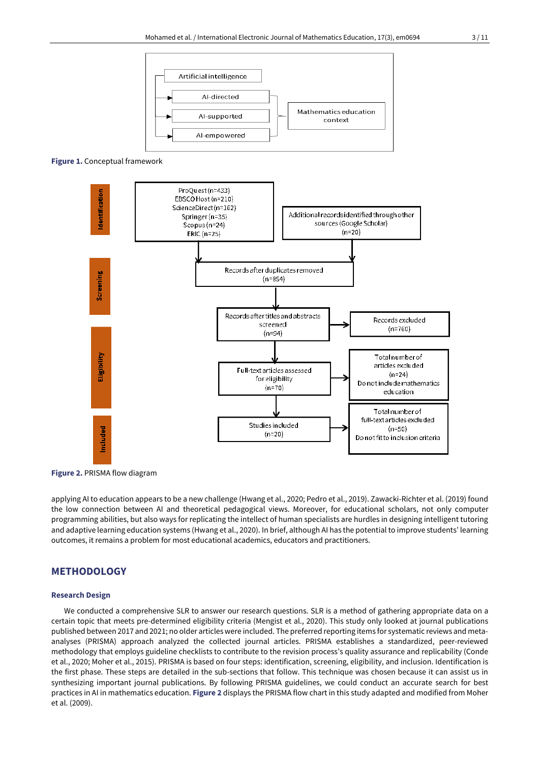Artificial intelligence

AI-directed

AI-supported

AI-empowered

Mathematics education context

**Figure 1.** Conceptual framework

Identification

Screening

Eligibility

Included

ProQuest (n=433)
EBSCO Host (n=210)
ScienceDirect (n=162)
Springer (n=35)
Scopus (n=24)
ERIC (n=25)

Additional records identified through other sources (Google Scholar) (n=20)

Records after duplicates removed (n=854)

Records after titles and abstracts screened (n=94)

Records excluded (n=760)

Full-text articles assessed for eligibility (n=70)

Total number of articles excluded (n=24) Do not include mathematics education

Studies included (n=20)

Total number of full-text articles excluded (n=50) Do not fit to inclusion criteria

**Figure 2.** PRISMA flow diagram

applying AI to education appears to be a new challenge (Hwang et al., 2020; Pedro et al., 2019). Zawacki-Richter et al. (2019) found the low connection between AI and theoretical pedagogical views. Moreover, for educational scholars, not only computer programming abilities, but also ways for replicating the intellect of human specialists are hurdles in designing intelligent tutoring and adaptive learning education systems (Hwang et al., 2020). In brief, although AI has the potential to improve students' learning outcomes, it remains a problem for most educational academics, educators and practitioners.

## METHODOLOGY

### Research Design

We conducted a comprehensive SLR to answer our research questions. SLR is a method of gathering appropriate data on a certain topic that meets pre-determined eligibility criteria (Mengist et al., 2020). This study only looked at journal publications published between 2017 and 2021; no older articles were included. The preferred reporting items for systematic reviews and meta-analyses (PRISMA) approach analyzed the collected journal articles. PRISMA establishes a standardized, peer-reviewed methodology that employs guideline checklists to contribute to the revision process's quality assurance and replicability (Conde et al., 2020; Moher et al., 2015). PRISMA is based on four steps: identification, screening, eligibility, and inclusion. Identification is the first phase. These steps are detailed in the sub-sections that follow. This technique was chosen because it can assist us in synthesizing important journal publications. By following PRISMA guidelines, we could conduct an accurate search for best practices in AI in mathematics education. **Figure 2** displays the PRISMA flow chart in this study adapted and modified from Moher et al. (2009).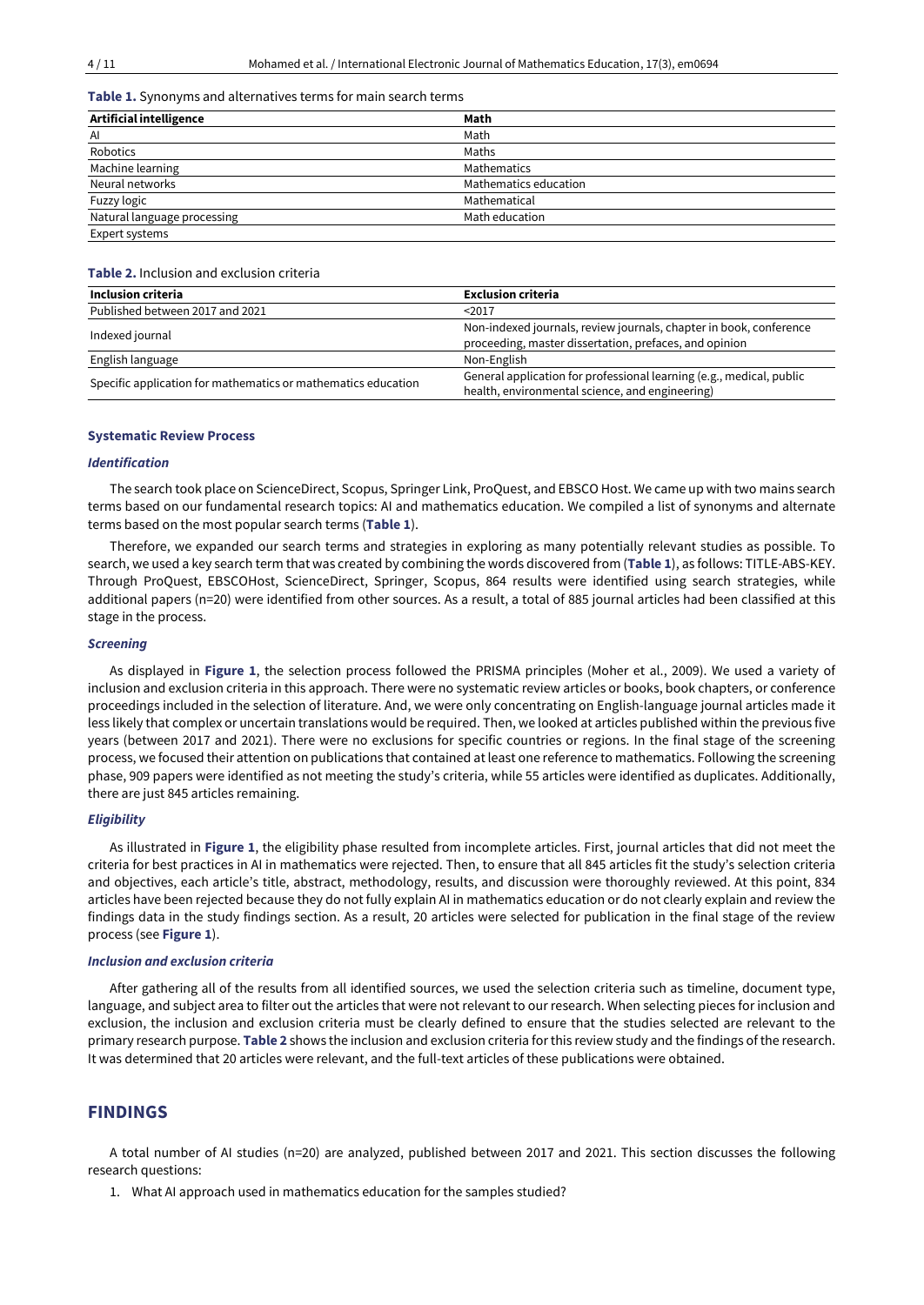**Table 1.** Synonyms and alternatives terms for main search terms

| Artificial intelligence | Math |
|---|---|
| AI | Math |
| Robotics | Maths |
| Machine learning | Mathematics |
| Neural networks | Mathematics education |
| Fuzzy logic | Mathematical |
| Natural language processing | Math education |
| Expert systems | |

**Table 2.** Inclusion and exclusion criteria

| Inclusion criteria | Exclusion criteria |
|---|---|
| Published between 2017 and 2021 | <2017 |
| Indexed journal | Non-indexed journals, review journals, chapter in book, conference proceeding, master dissertation, prefaces, and opinion |
| English language | Non-English |
| Specific application for mathematics or mathematics education | General application for professional learning (e.g., medical, public health, environmental science, and engineering) |

### Systematic Review Process

#### *Identification*

The search took place on ScienceDirect, Scopus, Springer Link, ProQuest, and EBSCO Host. We came up with two mains search terms based on our fundamental research topics: AI and mathematics education. We compiled a list of synonyms and alternate terms based on the most popular search terms (**Table 1**).

Therefore, we expanded our search terms and strategies in exploring as many potentially relevant studies as possible. To search, we used a key search term that was created by combining the words discovered from (**Table 1**), as follows: TITLE-ABS-KEY. Through ProQuest, EBSCOHost, ScienceDirect, Springer, Scopus, 864 results were identified using search strategies, while additional papers (n=20) were identified from other sources. As a result, a total of 885 journal articles had been classified at this stage in the process.

#### *Screening*

As displayed in **Figure 1**, the selection process followed the PRISMA principles (Moher et al., 2009). We used a variety of inclusion and exclusion criteria in this approach. There were no systematic review articles or books, book chapters, or conference proceedings included in the selection of literature. And, we were only concentrating on English-language journal articles made it less likely that complex or uncertain translations would be required. Then, we looked at articles published within the previous five years (between 2017 and 2021). There were no exclusions for specific countries or regions. In the final stage of the screening process, we focused their attention on publications that contained at least one reference to mathematics. Following the screening phase, 909 papers were identified as not meeting the study's criteria, while 55 articles were identified as duplicates. Additionally, there are just 845 articles remaining.

#### *Eligibility*

As illustrated in **Figure 1**, the eligibility phase resulted from incomplete articles. First, journal articles that did not meet the criteria for best practices in AI in mathematics were rejected. Then, to ensure that all 845 articles fit the study's selection criteria and objectives, each article's title, abstract, methodology, results, and discussion were thoroughly reviewed. At this point, 834 articles have been rejected because they do not fully explain AI in mathematics education or do not clearly explain and review the findings data in the study findings section. As a result, 20 articles were selected for publication in the final stage of the review process (see **Figure 1**).

#### *Inclusion and exclusion criteria*

After gathering all of the results from all identified sources, we used the selection criteria such as timeline, document type, language, and subject area to filter out the articles that were not relevant to our research. When selecting pieces for inclusion and exclusion, the inclusion and exclusion criteria must be clearly defined to ensure that the studies selected are relevant to the primary research purpose. **Table 2** shows the inclusion and exclusion criteria for this review study and the findings of the research. It was determined that 20 articles were relevant, and the full-text articles of these publications were obtained.

## FINDINGS

A total number of AI studies (n=20) are analyzed, published between 2017 and 2021. This section discusses the following research questions:

1. What AI approach used in mathematics education for the samples studied?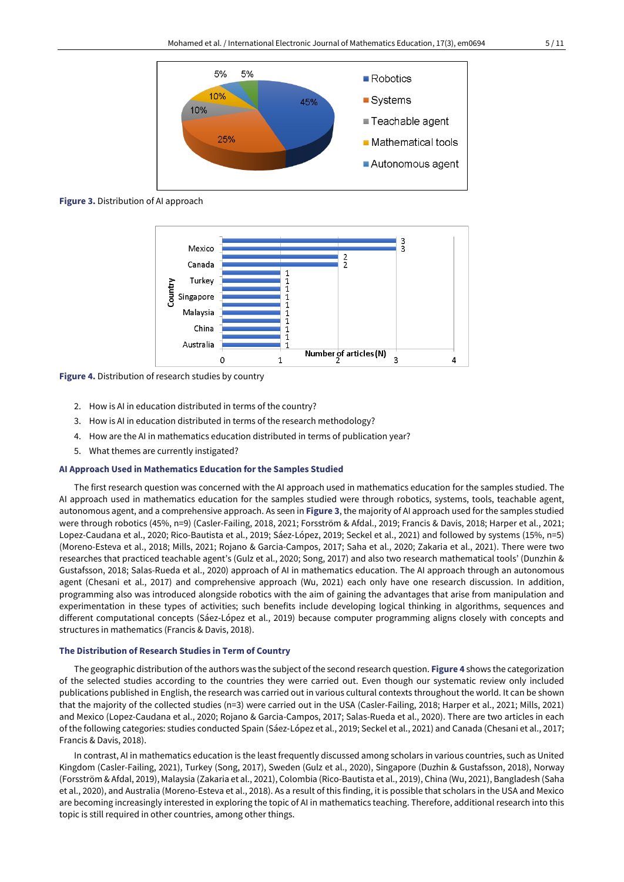5%
5%
10%
10%
45%
25%

Robotics
Systems
Teachable agent
Mathematical tools
Autonomous agent

**Figure 3.** Distribution of AI approach

Country
Mexico
Canada
Turkey
Singapore
Malaysia
China
Australia

3
3
2
2
1
1
1
1
1
1
1
1
1

0
1
2
3
4
Number of articles (N)

**Figure 4.** Distribution of research studies by country

2. How is AI in education distributed in terms of the country?
3. How is AI in education distributed in terms of the research methodology?
4. How are the AI in mathematics education distributed in terms of publication year?
5. What themes are currently instigated?

### AI Approach Used in Mathematics Education for the Samples Studied

The first research question was concerned with the AI approach used in mathematics education for the samples studied. The AI approach used in mathematics education for the samples studied were through robotics, systems, tools, teachable agent, autonomous agent, and a comprehensive approach. As seen in **Figure 3**, the majority of AI approach used for the samples studied were through robotics (45%, n=9) (Casler-Failing, 2018, 2021; Forsström & Afdal., 2019; Francis & Davis, 2018; Harper et al., 2021; Lopez-Caudana et al., 2020; Rico-Bautista et al., 2019; Sáez-López, 2019; Seckel et al., 2021) and followed by systems (15%, n=5) (Moreno-Esteva et al., 2018; Mills, 2021; Rojano & Garcia-Campos, 2017; Saha et al., 2020; Zakaria et al., 2021). There were two researches that practiced teachable agent's (Gulz et al., 2020; Song, 2017) and also two research mathematical tools' (Dunzhin & Gustafsson, 2018; Salas-Rueda et al., 2020) approach of AI in mathematics education. The AI approach through an autonomous agent (Chesani et al., 2017) and comprehensive approach (Wu, 2021) each only have one research discussion. In addition, programming also was introduced alongside robotics with the aim of gaining the advantages that arise from manipulation and experimentation in these types of activities; such benefits include developing logical thinking in algorithms, sequences and different computational concepts (Sáez-López et al., 2019) because computer programming aligns closely with concepts and structures in mathematics (Francis & Davis, 2018).

### The Distribution of Research Studies in Term of Country

The geographic distribution of the authors was the subject of the second research question. **Figure 4** shows the categorization of the selected studies according to the countries they were carried out. Even though our systematic review only included publications published in English, the research was carried out in various cultural contexts throughout the world. It can be shown that the majority of the collected studies (n=3) were carried out in the USA (Casler-Failing, 2018; Harper et al., 2021; Mills, 2021) and Mexico (Lopez-Caudana et al., 2020; Rojano & Garcia-Campos, 2017; Salas-Rueda et al., 2020). There are two articles in each of the following categories: studies conducted Spain (Sáez-López et al., 2019; Seckel et al., 2021) and Canada (Chesani et al., 2017; Francis & Davis, 2018).

In contrast, AI in mathematics education is the least frequently discussed among scholars in various countries, such as United Kingdom (Casler-Failing, 2021), Turkey (Song, 2017), Sweden (Gulz et al., 2020), Singapore (Duzhin & Gustafsson, 2018), Norway (Forsström & Afdal, 2019), Malaysia (Zakaria et al., 2021), Colombia (Rico-Bautista et al., 2019), Bangladesh (Saha et al., 2020), China (Wu, 2021), and Australia (Moreno-Esteva et al., 2018). As a result of this finding, it is possible that scholars in the USA and Mexico are becoming increasingly interested in exploring the topic of AI in mathematics teaching. Therefore, additional research into this topic is still required in other countries, among other things.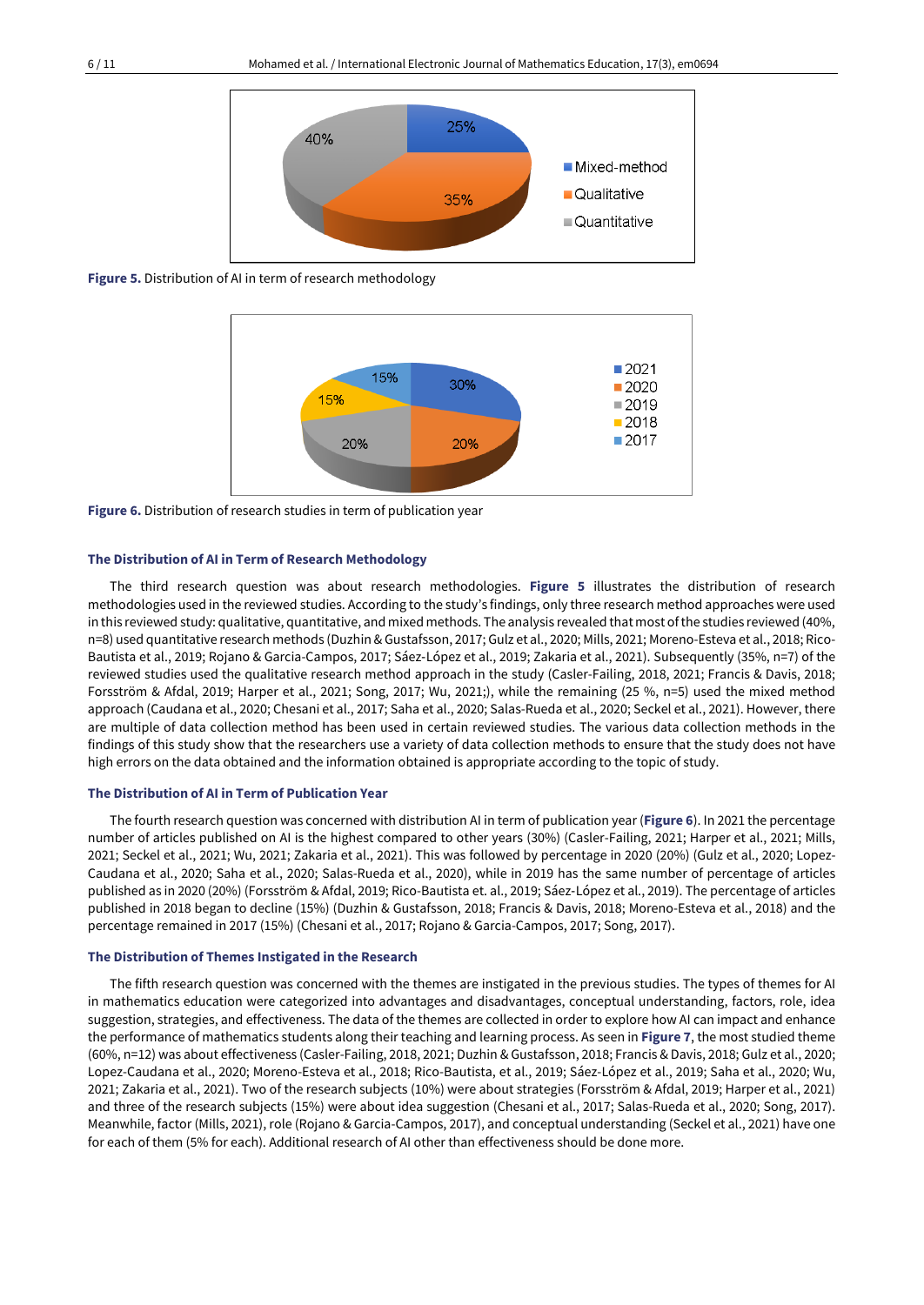40%

25%

35%

Mixed-method

Qualitative

Quantitative

**Figure 5.** Distribution of AI in term of research methodology

15%

30%

15%

20%

20%

2021

2020

2019

2018

2017

**Figure 6.** Distribution of research studies in term of publication year

### The Distribution of AI in Term of Research Methodology

The third research question was about research methodologies. **Figure 5** illustrates the distribution of research methodologies used in the reviewed studies. According to the study's findings, only three research method approaches were used in this reviewed study: qualitative, quantitative, and mixed methods. The analysis revealed that most of the studies reviewed (40%, n=8) used quantitative research methods (Duzhin & Gustafsson, 2017; Gulz et al., 2020; Mills, 2021; Moreno-Esteva et al., 2018; Rico-Bautista et al., 2019; Rojano & Garcia-Campos, 2017; Sáez-López et al., 2019; Zakaria et al., 2021). Subsequently (35%, n=7) of the reviewed studies used the qualitative research method approach in the study (Casler-Failing, 2018, 2021; Francis & Davis, 2018; Forsström & Afdal, 2019; Harper et al., 2021; Song, 2017; Wu, 2021;), while the remaining (25 %, n=5) used the mixed method approach (Caudana et al., 2020; Chesani et al., 2017; Saha et al., 2020; Salas-Rueda et al., 2020; Seckel et al., 2021). However, there are multiple of data collection method has been used in certain reviewed studies. The various data collection methods in the findings of this study show that the researchers use a variety of data collection methods to ensure that the study does not have high errors on the data obtained and the information obtained is appropriate according to the topic of study.

### The Distribution of AI in Term of Publication Year

The fourth research question was concerned with distribution AI in term of publication year (**Figure 6**). In 2021 the percentage number of articles published on AI is the highest compared to other years (30%) (Casler-Failing, 2021; Harper et al., 2021; Mills, 2021; Seckel et al., 2021; Wu, 2021; Zakaria et al., 2021). This was followed by percentage in 2020 (20%) (Gulz et al., 2020; Lopez-Caudana et al., 2020; Saha et al., 2020; Salas-Rueda et al., 2020), while in 2019 has the same number of percentage of articles published as in 2020 (20%) (Forsström & Afdal, 2019; Rico-Bautista et. al., 2019; Sáez-López et al., 2019). The percentage of articles published in 2018 began to decline (15%) (Duzhin & Gustafsson, 2018; Francis & Davis, 2018; Moreno-Esteva et al., 2018) and the percentage remained in 2017 (15%) (Chesani et al., 2017; Rojano & Garcia-Campos, 2017; Song, 2017).

### The Distribution of Themes Instigated in the Research

The fifth research question was concerned with the themes are instigated in the previous studies. The types of themes for AI in mathematics education were categorized into advantages and disadvantages, conceptual understanding, factors, role, idea suggestion, strategies, and effectiveness. The data of the themes are collected in order to explore how AI can impact and enhance the performance of mathematics students along their teaching and learning process. As seen in **Figure 7**, the most studied theme (60%, n=12) was about effectiveness (Casler-Failing, 2018, 2021; Duzhin & Gustafsson, 2018; Francis & Davis, 2018; Gulz et al., 2020; Lopez-Caudana et al., 2020; Moreno-Esteva et al., 2018; Rico-Bautista, et al., 2019; Sáez-López et al., 2019; Saha et al., 2020; Wu, 2021; Zakaria et al., 2021). Two of the research subjects (10%) were about strategies (Forsström & Afdal, 2019; Harper et al., 2021) and three of the research subjects (15%) were about idea suggestion (Chesani et al., 2017; Salas-Rueda et al., 2020; Song, 2017). Meanwhile, factor (Mills, 2021), role (Rojano & Garcia-Campos, 2017), and conceptual understanding (Seckel et al., 2021) have one for each of them (5% for each). Additional research of AI other than effectiveness should be done more.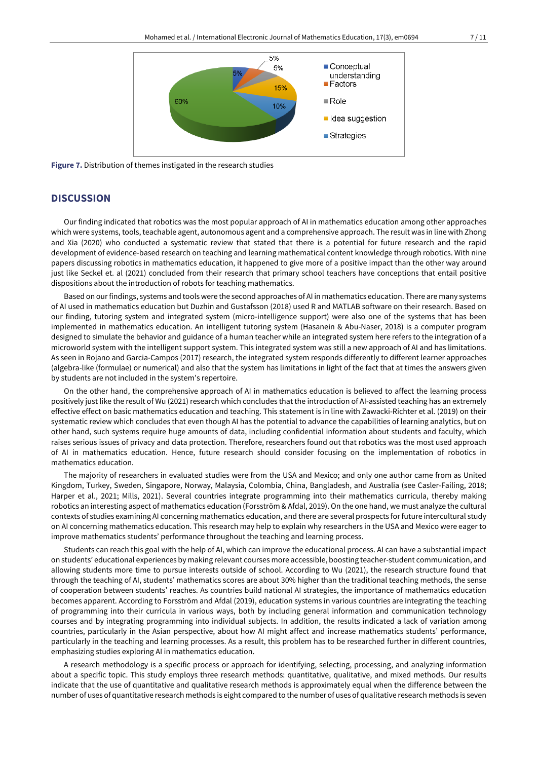5%

5%

5%

15%

10%

60%

Conceptual understanding

Factors

Role

Idea suggestion

Strategies

**Figure 7.** Distribution of themes instigated in the research studies

## DISCUSSION

Our finding indicated that robotics was the most popular approach of AI in mathematics education among other approaches which were systems, tools, teachable agent, autonomous agent and a comprehensive approach. The result was in line with Zhong and Xia (2020) who conducted a systematic review that stated that there is a potential for future research and the rapid development of evidence-based research on teaching and learning mathematical content knowledge through robotics. With nine papers discussing robotics in mathematics education, it happened to give more of a positive impact than the other way around just like Seckel et. al (2021) concluded from their research that primary school teachers have conceptions that entail positive dispositions about the introduction of robots for teaching mathematics.

Based on our findings, systems and tools were the second approaches of AI in mathematics education. There are many systems of AI used in mathematics education but Duzhin and Gustafsson (2018) used R and MATLAB software on their research. Based on our finding, tutoring system and integrated system (micro-intelligence support) were also one of the systems that has been implemented in mathematics education. An intelligent tutoring system (Hasanein & Abu-Naser, 2018) is a computer program designed to simulate the behavior and guidance of a human teacher while an integrated system here refers to the integration of a microworld system with the intelligent support system. This integrated system was still a new approach of AI and has limitations. As seen in Rojano and Garcia-Campos (2017) research, the integrated system responds differently to different learner approaches (algebra-like (formulae) or numerical) and also that the system has limitations in light of the fact that at times the answers given by students are not included in the system's repertoire.

On the other hand, the comprehensive approach of AI in mathematics education is believed to affect the learning process positively just like the result of Wu (2021) research which concludes that the introduction of AI-assisted teaching has an extremely effective effect on basic mathematics education and teaching. This statement is in line with Zawacki-Richter et al. (2019) on their systematic review which concludes that even though AI has the potential to advance the capabilities of learning analytics, but on other hand, such systems require huge amounts of data, including confidential information about students and faculty, which raises serious issues of privacy and data protection. Therefore, researchers found out that robotics was the most used approach of AI in mathematics education. Hence, future research should consider focusing on the implementation of robotics in mathematics education.

The majority of researchers in evaluated studies were from the USA and Mexico; and only one author came from as United Kingdom, Turkey, Sweden, Singapore, Norway, Malaysia, Colombia, China, Bangladesh, and Australia (see Casler-Failing, 2018; Harper et al., 2021; Mills, 2021). Several countries integrate programming into their mathematics curricula, thereby making robotics an interesting aspect of mathematics education (Forsström & Afdal, 2019). On the one hand, we must analyze the cultural contexts of studies examining AI concerning mathematics education, and there are several prospects for future intercultural study on AI concerning mathematics education. This research may help to explain why researchers in the USA and Mexico were eager to improve mathematics students' performance throughout the teaching and learning process.

Students can reach this goal with the help of AI, which can improve the educational process. AI can have a substantial impact on students' educational experiences by making relevant courses more accessible, boosting teacher-student communication, and allowing students more time to pursue interests outside of school. According to Wu (2021), the research structure found that through the teaching of AI, students' mathematics scores are about 30% higher than the traditional teaching methods, the sense of cooperation between students' reaches. As countries build national AI strategies, the importance of mathematics education becomes apparent. According to Forsström and Afdal (2019), education systems in various countries are integrating the teaching of programming into their curricula in various ways, both by including general information and communication technology courses and by integrating programming into individual subjects. In addition, the results indicated a lack of variation among countries, particularly in the Asian perspective, about how AI might affect and increase mathematics students' performance, particularly in the teaching and learning processes. As a result, this problem has to be researched further in different countries, emphasizing studies exploring AI in mathematics education.

A research methodology is a specific process or approach for identifying, selecting, processing, and analyzing information about a specific topic. This study employs three research methods: quantitative, qualitative, and mixed methods. Our results indicate that the use of quantitative and qualitative research methods is approximately equal when the difference between the number of uses of quantitative research methods is eight compared to the number of uses of qualitative research methods is seven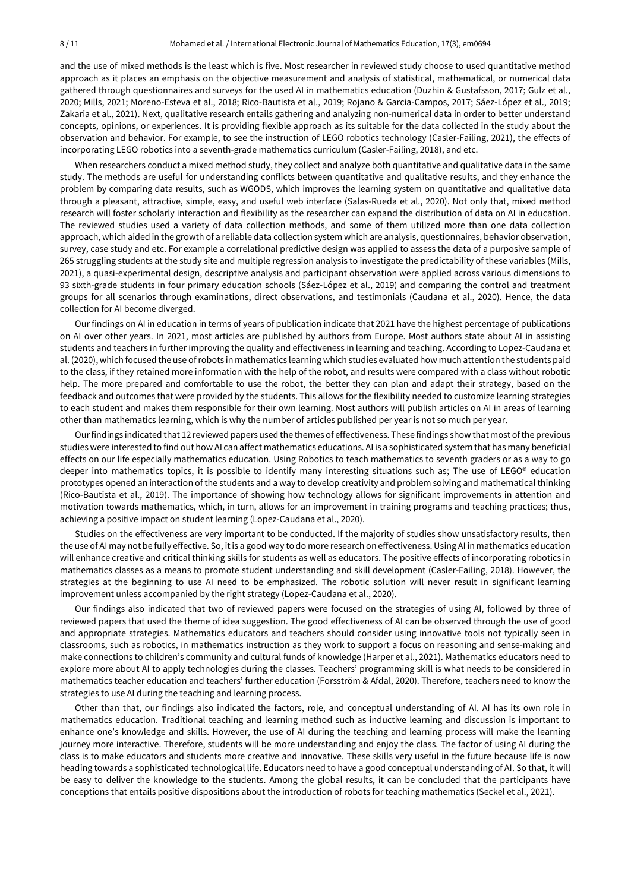and the use of mixed methods is the least which is five. Most researcher in reviewed study choose to used quantitative method approach as it places an emphasis on the objective measurement and analysis of statistical, mathematical, or numerical data gathered through questionnaires and surveys for the used AI in mathematics education (Duzhin & Gustafsson, 2017; Gulz et al., 2020; Mills, 2021; Moreno-Esteva et al., 2018; Rico-Bautista et al., 2019; Rojano & Garcia-Campos, 2017; Sáez-López et al., 2019; Zakaria et al., 2021). Next, qualitative research entails gathering and analyzing non-numerical data in order to better understand concepts, opinions, or experiences. It is providing flexible approach as its suitable for the data collected in the study about the observation and behavior. For example, to see the instruction of LEGO robotics technology (Casler-Failing, 2021), the effects of incorporating LEGO robotics into a seventh-grade mathematics curriculum (Casler-Failing, 2018), and etc.

When researchers conduct a mixed method study, they collect and analyze both quantitative and qualitative data in the same study. The methods are useful for understanding conflicts between quantitative and qualitative results, and they enhance the problem by comparing data results, such as WGODS, which improves the learning system on quantitative and qualitative data through a pleasant, attractive, simple, easy, and useful web interface (Salas-Rueda et al., 2020). Not only that, mixed method research will foster scholarly interaction and flexibility as the researcher can expand the distribution of data on AI in education. The reviewed studies used a variety of data collection methods, and some of them utilized more than one data collection approach, which aided in the growth of a reliable data collection system which are analysis, questionnaires, behavior observation, survey, case study and etc. For example a correlational predictive design was applied to assess the data of a purposive sample of 265 struggling students at the study site and multiple regression analysis to investigate the predictability of these variables (Mills, 2021), a quasi-experimental design, descriptive analysis and participant observation were applied across various dimensions to 93 sixth-grade students in four primary education schools (Sáez-López et al., 2019) and comparing the control and treatment groups for all scenarios through examinations, direct observations, and testimonials (Caudana et al., 2020). Hence, the data collection for AI become diverged.

Our findings on AI in education in terms of years of publication indicate that 2021 have the highest percentage of publications on AI over other years. In 2021, most articles are published by authors from Europe. Most authors state about AI in assisting students and teachers in further improving the quality and effectiveness in learning and teaching. According to Lopez-Caudana et al. (2020), which focused the use of robots in mathematics learning which studies evaluated how much attention the students paid to the class, if they retained more information with the help of the robot, and results were compared with a class without robotic help. The more prepared and comfortable to use the robot, the better they can plan and adapt their strategy, based on the feedback and outcomes that were provided by the students. This allows for the flexibility needed to customize learning strategies to each student and makes them responsible for their own learning. Most authors will publish articles on AI in areas of learning other than mathematics learning, which is why the number of articles published per year is not so much per year.

Our findings indicated that 12 reviewed papers used the themes of effectiveness. These findings show that most of the previous studies were interested to find out how AI can affect mathematics educations. AI is a sophisticated system that has many beneficial effects on our life especially mathematics education. Using Robotics to teach mathematics to seventh graders or as a way to go deeper into mathematics topics, it is possible to identify many interesting situations such as; The use of LEGO® education prototypes opened an interaction of the students and a way to develop creativity and problem solving and mathematical thinking (Rico-Bautista et al., 2019). The importance of showing how technology allows for significant improvements in attention and motivation towards mathematics, which, in turn, allows for an improvement in training programs and teaching practices; thus, achieving a positive impact on student learning (Lopez-Caudana et al., 2020).

Studies on the effectiveness are very important to be conducted. If the majority of studies show unsatisfactory results, then the use of AI may not be fully effective. So, it is a good way to do more research on effectiveness. Using AI in mathematics education will enhance creative and critical thinking skills for students as well as educators. The positive effects of incorporating robotics in mathematics classes as a means to promote student understanding and skill development (Casler-Failing, 2018). However, the strategies at the beginning to use AI need to be emphasized. The robotic solution will never result in significant learning improvement unless accompanied by the right strategy (Lopez-Caudana et al., 2020).

Our findings also indicated that two of reviewed papers were focused on the strategies of using AI, followed by three of reviewed papers that used the theme of idea suggestion. The good effectiveness of AI can be observed through the use of good and appropriate strategies. Mathematics educators and teachers should consider using innovative tools not typically seen in classrooms, such as robotics, in mathematics instruction as they work to support a focus on reasoning and sense-making and make connections to children's community and cultural funds of knowledge (Harper et al., 2021). Mathematics educators need to explore more about AI to apply technologies during the classes. Teachers' programming skill is what needs to be considered in mathematics teacher education and teachers' further education (Forsström & Afdal, 2020). Therefore, teachers need to know the strategies to use AI during the teaching and learning process.

Other than that, our findings also indicated the factors, role, and conceptual understanding of AI. AI has its own role in mathematics education. Traditional teaching and learning method such as inductive learning and discussion is important to enhance one's knowledge and skills. However, the use of AI during the teaching and learning process will make the learning journey more interactive. Therefore, students will be more understanding and enjoy the class. The factor of using AI during the class is to make educators and students more creative and innovative. These skills very useful in the future because life is now heading towards a sophisticated technological life. Educators need to have a good conceptual understanding of AI. So that, it will be easy to deliver the knowledge to the students. Among the global results, it can be concluded that the participants have conceptions that entails positive dispositions about the introduction of robots for teaching mathematics (Seckel et al., 2021).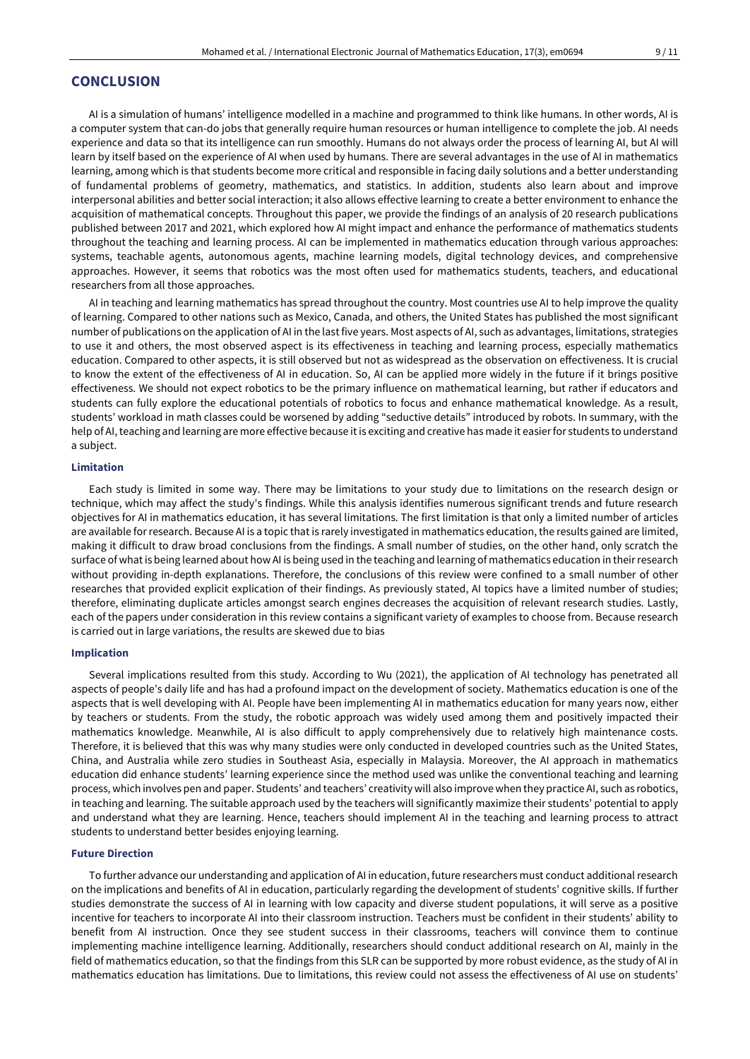## CONCLUSION

AI is a simulation of humans' intelligence modelled in a machine and programmed to think like humans. In other words, AI is a computer system that can-do jobs that generally require human resources or human intelligence to complete the job. AI needs experience and data so that its intelligence can run smoothly. Humans do not always order the process of learning AI, but AI will learn by itself based on the experience of AI when used by humans. There are several advantages in the use of AI in mathematics learning, among which is that students become more critical and responsible in facing daily solutions and a better understanding of fundamental problems of geometry, mathematics, and statistics. In addition, students also learn about and improve interpersonal abilities and better social interaction; it also allows effective learning to create a better environment to enhance the acquisition of mathematical concepts. Throughout this paper, we provide the findings of an analysis of 20 research publications published between 2017 and 2021, which explored how AI might impact and enhance the performance of mathematics students throughout the teaching and learning process. AI can be implemented in mathematics education through various approaches: systems, teachable agents, autonomous agents, machine learning models, digital technology devices, and comprehensive approaches. However, it seems that robotics was the most often used for mathematics students, teachers, and educational researchers from all those approaches.

AI in teaching and learning mathematics has spread throughout the country. Most countries use AI to help improve the quality of learning. Compared to other nations such as Mexico, Canada, and others, the United States has published the most significant number of publications on the application of AI in the last five years. Most aspects of AI, such as advantages, limitations, strategies to use it and others, the most observed aspect is its effectiveness in teaching and learning process, especially mathematics education. Compared to other aspects, it is still observed but not as widespread as the observation on effectiveness. It is crucial to know the extent of the effectiveness of AI in education. So, AI can be applied more widely in the future if it brings positive effectiveness. We should not expect robotics to be the primary influence on mathematical learning, but rather if educators and students can fully explore the educational potentials of robotics to focus and enhance mathematical knowledge. As a result, students' workload in math classes could be worsened by adding "seductive details" introduced by robots. In summary, with the help of AI, teaching and learning are more effective because it is exciting and creative has made it easier for students to understand a subject.

### Limitation

Each study is limited in some way. There may be limitations to your study due to limitations on the research design or technique, which may affect the study's findings. While this analysis identifies numerous significant trends and future research objectives for AI in mathematics education, it has several limitations. The first limitation is that only a limited number of articles are available for research. Because AI is a topic that is rarely investigated in mathematics education, the results gained are limited, making it difficult to draw broad conclusions from the findings. A small number of studies, on the other hand, only scratch the surface of what is being learned about how AI is being used in the teaching and learning of mathematics education in their research without providing in-depth explanations. Therefore, the conclusions of this review were confined to a small number of other researches that provided explicit explication of their findings. As previously stated, AI topics have a limited number of studies; therefore, eliminating duplicate articles amongst search engines decreases the acquisition of relevant research studies. Lastly, each of the papers under consideration in this review contains a significant variety of examples to choose from. Because research is carried out in large variations, the results are skewed due to bias

### Implication

Several implications resulted from this study. According to Wu (2021), the application of AI technology has penetrated all aspects of people's daily life and has had a profound impact on the development of society. Mathematics education is one of the aspects that is well developing with AI. People have been implementing AI in mathematics education for many years now, either by teachers or students. From the study, the robotic approach was widely used among them and positively impacted their mathematics knowledge. Meanwhile, AI is also difficult to apply comprehensively due to relatively high maintenance costs. Therefore, it is believed that this was why many studies were only conducted in developed countries such as the United States, China, and Australia while zero studies in Southeast Asia, especially in Malaysia. Moreover, the AI approach in mathematics education did enhance students' learning experience since the method used was unlike the conventional teaching and learning process, which involves pen and paper. Students' and teachers' creativity will also improve when they practice AI, such as robotics, in teaching and learning. The suitable approach used by the teachers will significantly maximize their students' potential to apply and understand what they are learning. Hence, teachers should implement AI in the teaching and learning process to attract students to understand better besides enjoying learning.

### Future Direction

To further advance our understanding and application of AI in education, future researchers must conduct additional research on the implications and benefits of AI in education, particularly regarding the development of students' cognitive skills. If further studies demonstrate the success of AI in learning with low capacity and diverse student populations, it will serve as a positive incentive for teachers to incorporate AI into their classroom instruction. Teachers must be confident in their students' ability to benefit from AI instruction. Once they see student success in their classrooms, teachers will convince them to continue implementing machine intelligence learning. Additionally, researchers should conduct additional research on AI, mainly in the field of mathematics education, so that the findings from this SLR can be supported by more robust evidence, as the study of AI in mathematics education has limitations. Due to limitations, this review could not assess the effectiveness of AI use on students'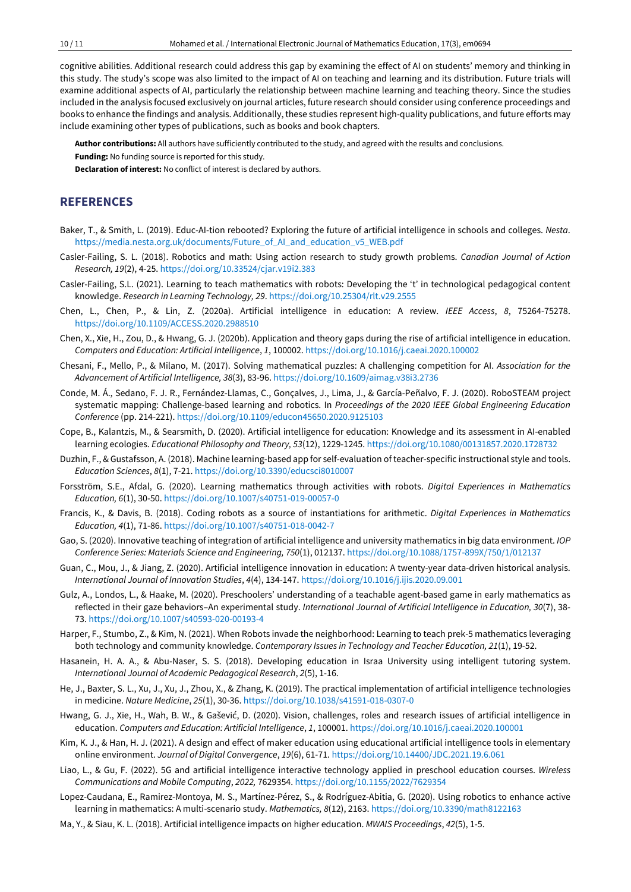cognitive abilities. Additional research could address this gap by examining the effect of AI on students' memory and thinking in this study. The study's scope was also limited to the impact of AI on teaching and learning and its distribution. Future trials will examine additional aspects of AI, particularly the relationship between machine learning and teaching theory. Since the studies included in the analysis focused exclusively on journal articles, future research should consider using conference proceedings and books to enhance the findings and analysis. Additionally, these studies represent high-quality publications, and future efforts may include examining other types of publications, such as books and book chapters.

**Author contributions:** All authors have sufficiently contributed to the study, and agreed with the results and conclusions.

**Funding:** No funding source is reported for this study.

**Declaration of interest:** No conflict of interest is declared by authors.

## REFERENCES

Baker, T., & Smith, L. (2019). Educ-AI-tion rebooted? Exploring the future of artificial intelligence in schools and colleges. *Nesta*. https://media.nesta.org.uk/documents/Future_of_AI_and_education_v5_WEB.pdf

Casler-Failing, S. L. (2018). Robotics and math: Using action research to study growth problems. *Canadian Journal of Action Research, 19*(2), 4-25. https://doi.org/10.33524/cjar.v19i2.383

Casler-Failing, S.L. (2021). Learning to teach mathematics with robots: Developing the 't' in technological pedagogical content knowledge. *Research in Learning Technology, 29*. https://doi.org/10.25304/rlt.v29.2555

Chen, L., Chen, P., & Lin, Z. (2020a). Artificial intelligence in education: A review. *IEEE Access*, *8*, 75264-75278. https://doi.org/10.1109/ACCESS.2020.2988510

Chen, X., Xie, H., Zou, D., & Hwang, G. J. (2020b). Application and theory gaps during the rise of artificial intelligence in education. *Computers and Education: Artificial Intelligence*, *1*, 100002. https://doi.org/10.1016/j.caeai.2020.100002

Chesani, F., Mello, P., & Milano, M. (2017). Solving mathematical puzzles: A challenging competition for AI. *Association for the Advancement of Artificial Intelligence, 38*(3), 83-96. https://doi.org/10.1609/aimag.v38i3.2736

Conde, M. Á., Sedano, F. J. R., Fernández-Llamas, C., Gonçalves, J., Lima, J., & García-Peñalvo, F. J. (2020). RoboSTEAM project systematic mapping: Challenge-based learning and robotics. In *Proceedings of the 2020 IEEE Global Engineering Education Conference* (pp. 214-221). https://doi.org/10.1109/educon45650.2020.9125103

Cope, B., Kalantzis, M., & Searsmith, D. (2020). Artificial intelligence for education: Knowledge and its assessment in AI-enabled learning ecologies. *Educational Philosophy and Theory, 53*(12), 1229-1245. https://doi.org/10.1080/00131857.2020.1728732

Duzhin, F., & Gustafsson, A. (2018). Machine learning-based app for self-evaluation of teacher-specific instructional style and tools. *Education Sciences*, *8*(1), 7-21. https://doi.org/10.3390/educsci8010007

Forsström, S.E., Afdal, G. (2020). Learning mathematics through activities with robots. *Digital Experiences in Mathematics Education, 6*(1), 30-50. https://doi.org/10.1007/s40751-019-00057-0

Francis, K., & Davis, B. (2018). Coding robots as a source of instantiations for arithmetic. *Digital Experiences in Mathematics Education, 4*(1), 71-86. https://doi.org/10.1007/s40751-018-0042-7

Gao, S. (2020). Innovative teaching of integration of artificial intelligence and university mathematics in big data environment. *IOP Conference Series: Materials Science and Engineering, 750*(1), 012137. https://doi.org/10.1088/1757-899X/750/1/012137

Guan, C., Mou, J., & Jiang, Z. (2020). Artificial intelligence innovation in education: A twenty-year data-driven historical analysis. *International Journal of Innovation Studies*, *4*(4), 134-147. https://doi.org/10.1016/j.ijis.2020.09.001

Gulz, A., Londos, L., & Haake, M. (2020). Preschoolers' understanding of a teachable agent-based game in early mathematics as reflected in their gaze behaviors–An experimental study. *International Journal of Artificial Intelligence in Education, 30*(7), 38-73. https://doi.org/10.1007/s40593-020-00193-4

Harper, F., Stumbo, Z., & Kim, N. (2021). When Robots invade the neighborhood: Learning to teach prek-5 mathematics leveraging both technology and community knowledge. *Contemporary Issues in Technology and Teacher Education, 21*(1), 19-52.

Hasanein, H. A. A., & Abu-Naser, S. S. (2018). Developing education in Israa University using intelligent tutoring system. *International Journal of Academic Pedagogical Research*, *2*(5), 1-16.

He, J., Baxter, S. L., Xu, J., Xu, J., Zhou, X., & Zhang, K. (2019). The practical implementation of artificial intelligence technologies in medicine. *Nature Medicine*, *25*(1), 30-36. https://doi.org/10.1038/s41591-018-0307-0

Hwang, G. J., Xie, H., Wah, B. W., & Gašević, D. (2020). Vision, challenges, roles and research issues of artificial intelligence in education. *Computers and Education: Artificial Intelligence*, *1*, 100001. https://doi.org/10.1016/j.caeai.2020.100001

Kim, K. J., & Han, H. J. (2021). A design and effect of maker education using educational artificial intelligence tools in elementary online environment. *Journal of Digital Convergence*, *19*(6), 61-71. https://doi.org/10.14400/JDC.2021.19.6.061

Liao, L., & Gu, F. (2022). 5G and artificial intelligence interactive technology applied in preschool education courses. *Wireless Communications and Mobile Computing*, *2022,* 7629354. https://doi.org/10.1155/2022/7629354

Lopez-Caudana, E., Ramirez-Montoya, M. S., Martínez-Pérez, S., & Rodríguez-Abitia, G. (2020). Using robotics to enhance active learning in mathematics: A multi-scenario study. *Mathematics, 8*(12), 2163. https://doi.org/10.3390/math8122163

Ma, Y., & Siau, K. L. (2018). Artificial intelligence impacts on higher education. *MWAIS Proceedings*, *42*(5), 1-5.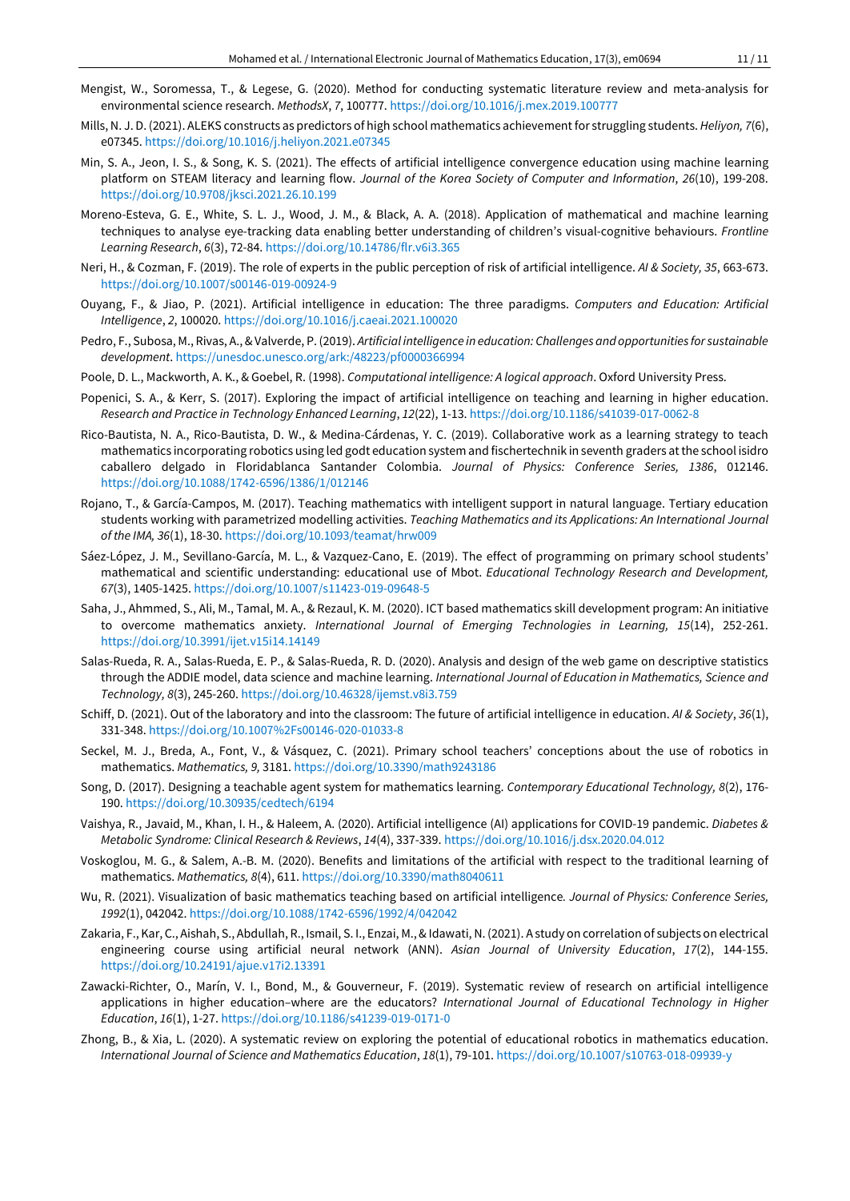Mengist, W., Soromessa, T., & Legese, G. (2020). Method for conducting systematic literature review and meta-analysis for environmental science research. *MethodsX*, *7*, 100777. https://doi.org/10.1016/j.mex.2019.100777

Mills, N. J. D. (2021). ALEKS constructs as predictors of high school mathematics achievement for struggling students. *Heliyon, 7*(6), e07345. https://doi.org/10.1016/j.heliyon.2021.e07345

Min, S. A., Jeon, I. S., & Song, K. S. (2021). The effects of artificial intelligence convergence education using machine learning platform on STEAM literacy and learning flow. *Journal of the Korea Society of Computer and Information*, *26*(10), 199-208. https://doi.org/10.9708/jksci.2021.26.10.199

Moreno-Esteva, G. E., White, S. L. J., Wood, J. M., & Black, A. A. (2018). Application of mathematical and machine learning techniques to analyse eye-tracking data enabling better understanding of children's visual-cognitive behaviours. *Frontline Learning Research*, *6*(3), 72-84. https://doi.org/10.14786/flr.v6i3.365

Neri, H., & Cozman, F. (2019). The role of experts in the public perception of risk of artificial intelligence. *AI & Society, 35*, 663-673. https://doi.org/10.1007/s00146-019-00924-9

Ouyang, F., & Jiao, P. (2021). Artificial intelligence in education: The three paradigms. *Computers and Education: Artificial Intelligence*, *2*, 100020. https://doi.org/10.1016/j.caeai.2021.100020

Pedro, F., Subosa, M., Rivas, A., & Valverde, P. (2019). *Artificial intelligence in education: Challenges and opportunities for sustainable development*. https://unesdoc.unesco.org/ark:/48223/pf0000366994

Poole, D. L., Mackworth, A. K., & Goebel, R. (1998). *Computational intelligence: A logical approach*. Oxford University Press.

Popenici, S. A., & Kerr, S. (2017). Exploring the impact of artificial intelligence on teaching and learning in higher education. *Research and Practice in Technology Enhanced Learning*, *12*(22), 1-13. https://doi.org/10.1186/s41039-017-0062-8

Rico-Bautista, N. A., Rico-Bautista, D. W., & Medina-Cárdenas, Y. C. (2019). Collaborative work as a learning strategy to teach mathematics incorporating robotics using led godt education system and fischertechnik in seventh graders at the school isidro caballero delgado in Floridablanca Santander Colombia. *Journal of Physics: Conference Series, 1386*, 012146. https://doi.org/10.1088/1742-6596/1386/1/012146

Rojano, T., & García-Campos, M. (2017). Teaching mathematics with intelligent support in natural language. Tertiary education students working with parametrized modelling activities. *Teaching Mathematics and its Applications: An International Journal of the IMA, 36*(1), 18-30. https://doi.org/10.1093/teamat/hrw009

Sáez-López, J. M., Sevillano-García, M. L., & Vazquez-Cano, E. (2019). The effect of programming on primary school students' mathematical and scientific understanding: educational use of Mbot. *Educational Technology Research and Development, 67*(3), 1405-1425. https://doi.org/10.1007/s11423-019-09648-5

Saha, J., Ahmmed, S., Ali, M., Tamal, M. A., & Rezaul, K. M. (2020). ICT based mathematics skill development program: An initiative to overcome mathematics anxiety. *International Journal of Emerging Technologies in Learning, 15*(14), 252-261. https://doi.org/10.3991/ijet.v15i14.14149

Salas-Rueda, R. A., Salas-Rueda, E. P., & Salas-Rueda, R. D. (2020). Analysis and design of the web game on descriptive statistics through the ADDIE model, data science and machine learning. *International Journal of Education in Mathematics, Science and Technology, 8*(3), 245-260. https://doi.org/10.46328/ijemst.v8i3.759

Schiff, D. (2021). Out of the laboratory and into the classroom: The future of artificial intelligence in education. *AI & Society*, *36*(1), 331-348. https://doi.org/10.1007%2Fs00146-020-01033-8

Seckel, M. J., Breda, A., Font, V., & Vásquez, C. (2021). Primary school teachers' conceptions about the use of robotics in mathematics. *Mathematics, 9,* 3181. https://doi.org/10.3390/math9243186

Song, D. (2017). Designing a teachable agent system for mathematics learning. *Contemporary Educational Technology, 8*(2), 176-190. https://doi.org/10.30935/cedtech/6194

Vaishya, R., Javaid, M., Khan, I. H., & Haleem, A. (2020). Artificial intelligence (AI) applications for COVID-19 pandemic. *Diabetes & Metabolic Syndrome: Clinical Research & Reviews*, *14*(4), 337-339. https://doi.org/10.1016/j.dsx.2020.04.012

Voskoglou, M. G., & Salem, A.-B. M. (2020). Benefits and limitations of the artificial with respect to the traditional learning of mathematics. *Mathematics, 8*(4), 611. https://doi.org/10.3390/math8040611

Wu, R. (2021). Visualization of basic mathematics teaching based on artificial intelligence. *Journal of Physics: Conference Series, 1992*(1), 042042. https://doi.org/10.1088/1742-6596/1992/4/042042

Zakaria, F., Kar, C., Aishah, S., Abdullah, R., Ismail, S. I., Enzai, M., & Idawati, N. (2021). A study on correlation of subjects on electrical engineering course using artificial neural network (ANN). *Asian Journal of University Education*, *17*(2), 144-155. https://doi.org/10.24191/ajue.v17i2.13391

Zawacki-Richter, O., Marín, V. I., Bond, M., & Gouverneur, F. (2019). Systematic review of research on artificial intelligence applications in higher education–where are the educators? *International Journal of Educational Technology in Higher Education*, *16*(1), 1-27. https://doi.org/10.1186/s41239-019-0171-0

Zhong, B., & Xia, L. (2020). A systematic review on exploring the potential of educational robotics in mathematics education. *International Journal of Science and Mathematics Education*, *18*(1), 79-101. https://doi.org/10.1007/s10763-018-09939-y